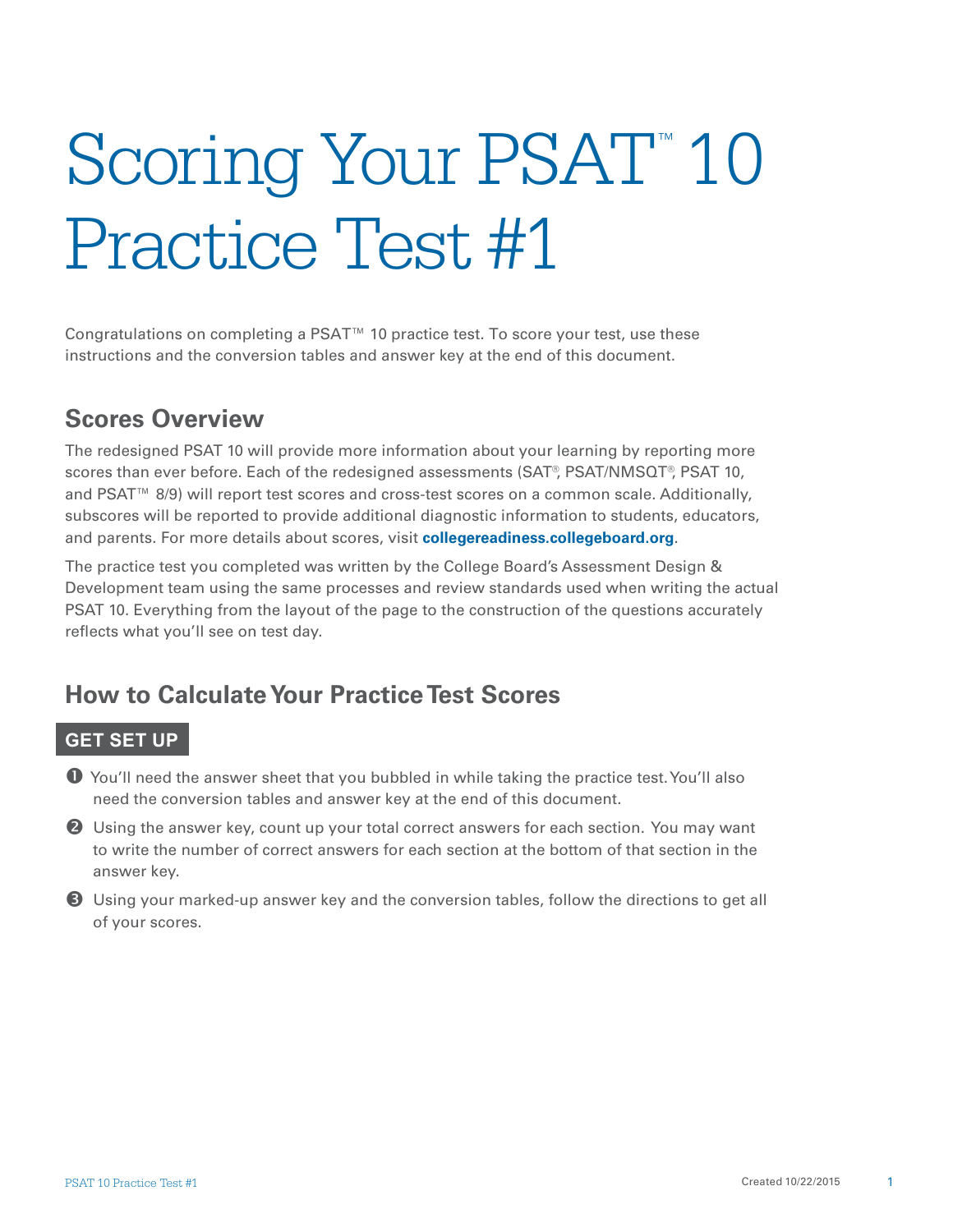# Scoring Your PSAT™ 10 Practice Test #1

Congratulations on completing a PSAT™ 10 practice test. To score your test, use these instructions and the conversion tables and answer key at the end of this document.

## Scores Overview

The redesigned PSAT 10 will provide more information about your learning by reporting more scores than ever before. Each of the redesigned assessments (SAT®, PSAT/NMSQT®, PSAT 10, and PSAT™ 8/9) will report test scores and cross-test scores on a common scale. Additionally, subscores will be reported to provide additional diagnostic information to students, educators, and parents. For more details about scores, visit **collegereadiness.collegeboard.org**.

The practice test you completed was written by the College Board's Assessment Design & Development team using the same processes and review standards used when writing the actual PSAT 10. Everything from the layout of the page to the construction of the questions accurately reflects what you'll see on test day.

## How to Calculate Your Practice Test Scores

### GET SET UP

1. You'll need the answer sheet that you bubbled in while taking the practice test. You'll also need the conversion tables and answer key at the end of this document.
2. Using the answer key, count up your total correct answers for each section. You may want to write the number of correct answers for each section at the bottom of that section in the answer key.
3. Using your marked-up answer key and the conversion tables, follow the directions to get all of your scores.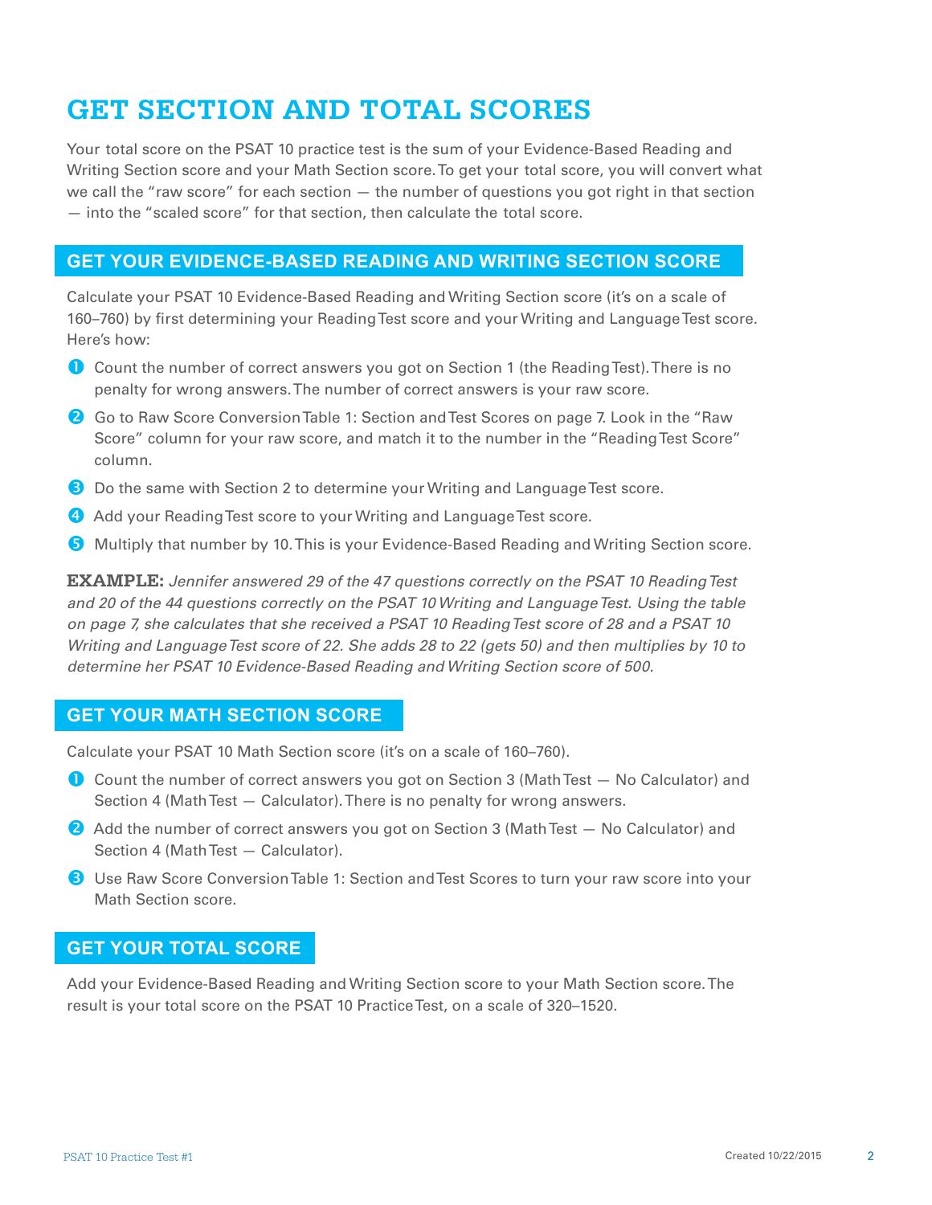# GET SECTION AND TOTAL SCORES

Your total score on the PSAT 10 practice test is the sum of your Evidence-Based Reading and Writing Section score and your Math Section score. To get your total score, you will convert what we call the "raw score" for each section — the number of questions you got right in that section — into the "scaled score" for that section, then calculate the total score.

## GET YOUR EVIDENCE-BASED READING AND WRITING SECTION SCORE

Calculate your PSAT 10 Evidence-Based Reading and Writing Section score (it's on a scale of 160–760) by first determining your Reading Test score and your Writing and Language Test score. Here's how:

1. Count the number of correct answers you got on Section 1 (the Reading Test). There is no penalty for wrong answers. The number of correct answers is your raw score.
2. Go to Raw Score Conversion Table 1: Section and Test Scores on page 7. Look in the "Raw Score" column for your raw score, and match it to the number in the "Reading Test Score" column.
3. Do the same with Section 2 to determine your Writing and Language Test score.
4. Add your Reading Test score to your Writing and Language Test score.
5. Multiply that number by 10. This is your Evidence-Based Reading and Writing Section score.

**EXAMPLE:** *Jennifer answered 29 of the 47 questions correctly on the PSAT 10 Reading Test and 20 of the 44 questions correctly on the PSAT 10 Writing and Language Test. Using the table on page 7, she calculates that she received a PSAT 10 Reading Test score of 28 and a PSAT 10 Writing and Language Test score of 22. She adds 28 to 22 (gets 50) and then multiplies by 10 to determine her PSAT 10 Evidence-Based Reading and Writing Section score of 500.*

## GET YOUR MATH SECTION SCORE

Calculate your PSAT 10 Math Section score (it's on a scale of 160–760).

1. Count the number of correct answers you got on Section 3 (Math Test — No Calculator) and Section 4 (Math Test — Calculator). There is no penalty for wrong answers.
2. Add the number of correct answers you got on Section 3 (Math Test — No Calculator) and Section 4 (Math Test — Calculator).
3. Use Raw Score Conversion Table 1: Section and Test Scores to turn your raw score into your Math Section score.

## GET YOUR TOTAL SCORE

Add your Evidence-Based Reading and Writing Section score to your Math Section score. The result is your total score on the PSAT 10 Practice Test, on a scale of 320–1520.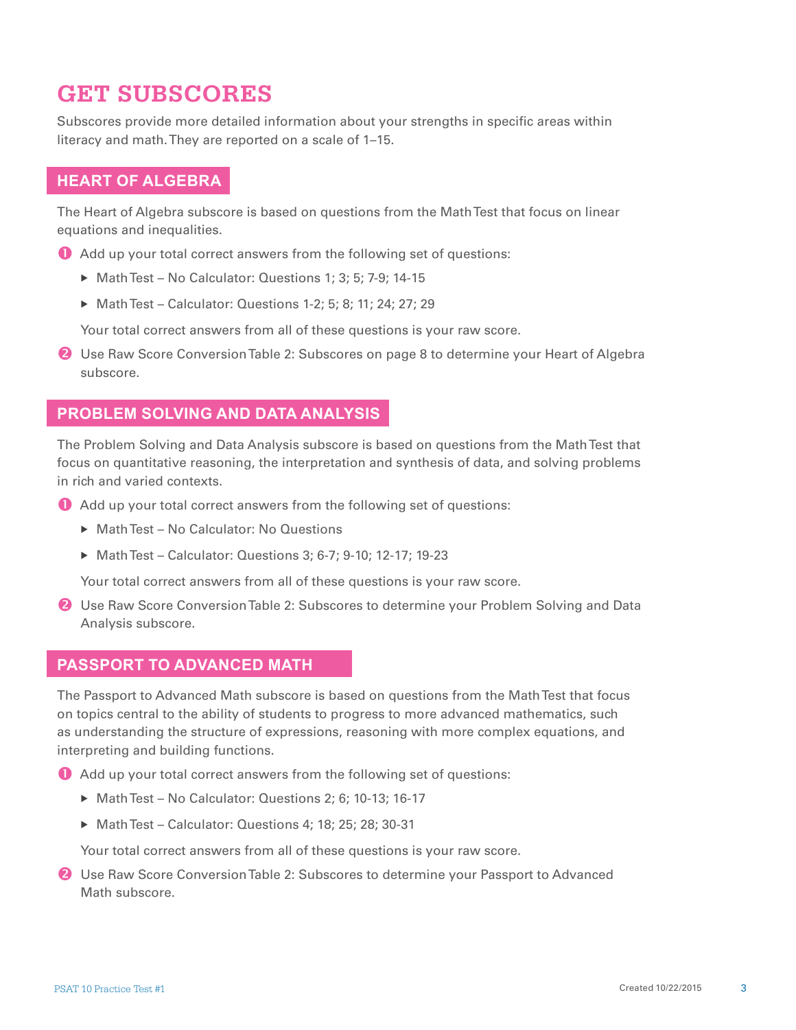# GET SUBSCORES

Subscores provide more detailed information about your strengths in specific areas within literacy and math. They are reported on a scale of 1–15.

## HEART OF ALGEBRA

The Heart of Algebra subscore is based on questions from the Math Test that focus on linear equations and inequalities.

1. Add up your total correct answers from the following set of questions:
   - Math Test – No Calculator: Questions 1; 3; 5; 7-9; 14-15
   - Math Test – Calculator: Questions 1-2; 5; 8; 11; 24; 27; 29

   Your total correct answers from all of these questions is your raw score.

2. Use Raw Score Conversion Table 2: Subscores on page 8 to determine your Heart of Algebra subscore.

## PROBLEM SOLVING AND DATA ANALYSIS

The Problem Solving and Data Analysis subscore is based on questions from the Math Test that focus on quantitative reasoning, the interpretation and synthesis of data, and solving problems in rich and varied contexts.

1. Add up your total correct answers from the following set of questions:
   - Math Test – No Calculator: No Questions
   - Math Test – Calculator: Questions 3; 6-7; 9-10; 12-17; 19-23

   Your total correct answers from all of these questions is your raw score.

2. Use Raw Score Conversion Table 2: Subscores to determine your Problem Solving and Data Analysis subscore.

## PASSPORT TO ADVANCED MATH

The Passport to Advanced Math subscore is based on questions from the Math Test that focus on topics central to the ability of students to progress to more advanced mathematics, such as understanding the structure of expressions, reasoning with more complex equations, and interpreting and building functions.

1. Add up your total correct answers from the following set of questions:
   - Math Test – No Calculator: Questions 2; 6; 10-13; 16-17
   - Math Test – Calculator: Questions 4; 18; 25; 28; 30-31

   Your total correct answers from all of these questions is your raw score.

2. Use Raw Score Conversion Table 2: Subscores to determine your Passport to Advanced Math subscore.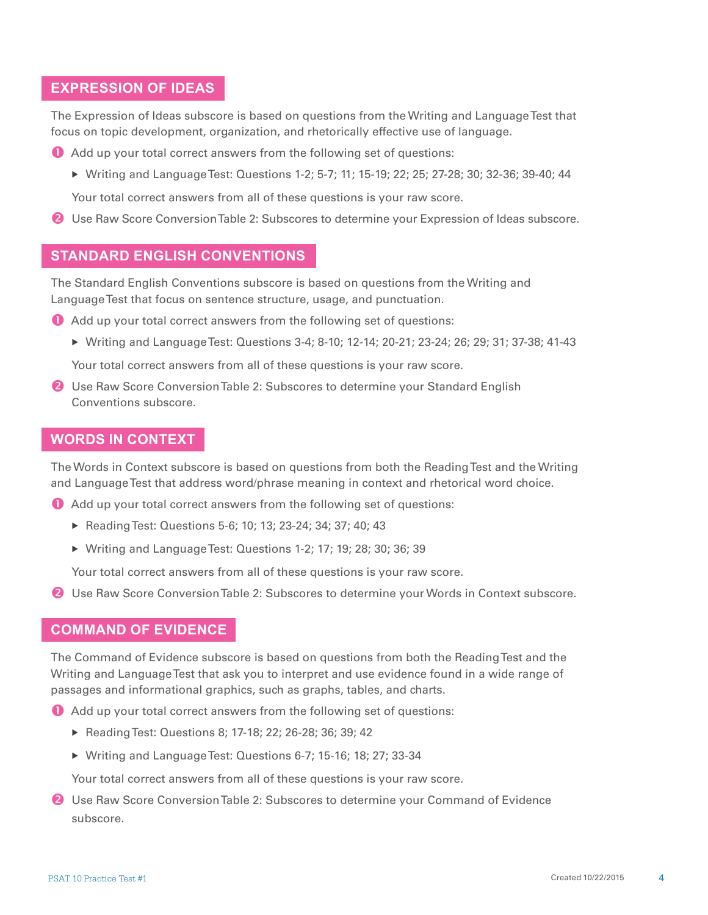## EXPRESSION OF IDEAS

The Expression of Ideas subscore is based on questions from the Writing and Language Test that focus on topic development, organization, and rhetorically effective use of language.

1. Add up your total correct answers from the following set of questions:
   - Writing and Language Test: Questions 1-2; 5-7; 11; 15-19; 22; 25; 27-28; 30; 32-36; 39-40; 44

   Your total correct answers from all of these questions is your raw score.
2. Use Raw Score Conversion Table 2: Subscores to determine your Expression of Ideas subscore.

## STANDARD ENGLISH CONVENTIONS

The Standard English Conventions subscore is based on questions from the Writing and Language Test that focus on sentence structure, usage, and punctuation.

1. Add up your total correct answers from the following set of questions:
   - Writing and Language Test: Questions 3-4; 8-10; 12-14; 20-21; 23-24; 26; 29; 31; 37-38; 41-43

   Your total correct answers from all of these questions is your raw score.
2. Use Raw Score Conversion Table 2: Subscores to determine your Standard English Conventions subscore.

## WORDS IN CONTEXT

The Words in Context subscore is based on questions from both the Reading Test and the Writing and Language Test that address word/phrase meaning in context and rhetorical word choice.

1. Add up your total correct answers from the following set of questions:
   - Reading Test: Questions 5-6; 10; 13; 23-24; 34; 37; 40; 43
   - Writing and Language Test: Questions 1-2; 17; 19; 28; 30; 36; 39

   Your total correct answers from all of these questions is your raw score.
2. Use Raw Score Conversion Table 2: Subscores to determine your Words in Context subscore.

## COMMAND OF EVIDENCE

The Command of Evidence subscore is based on questions from both the Reading Test and the Writing and Language Test that ask you to interpret and use evidence found in a wide range of passages and informational graphics, such as graphs, tables, and charts.

1. Add up your total correct answers from the following set of questions:
   - Reading Test: Questions 8; 17-18; 22; 26-28; 36; 39; 42
   - Writing and Language Test: Questions 6-7; 15-16; 18; 27; 33-34

   Your total correct answers from all of these questions is your raw score.
2. Use Raw Score Conversion Table 2: Subscores to determine your Command of Evidence subscore.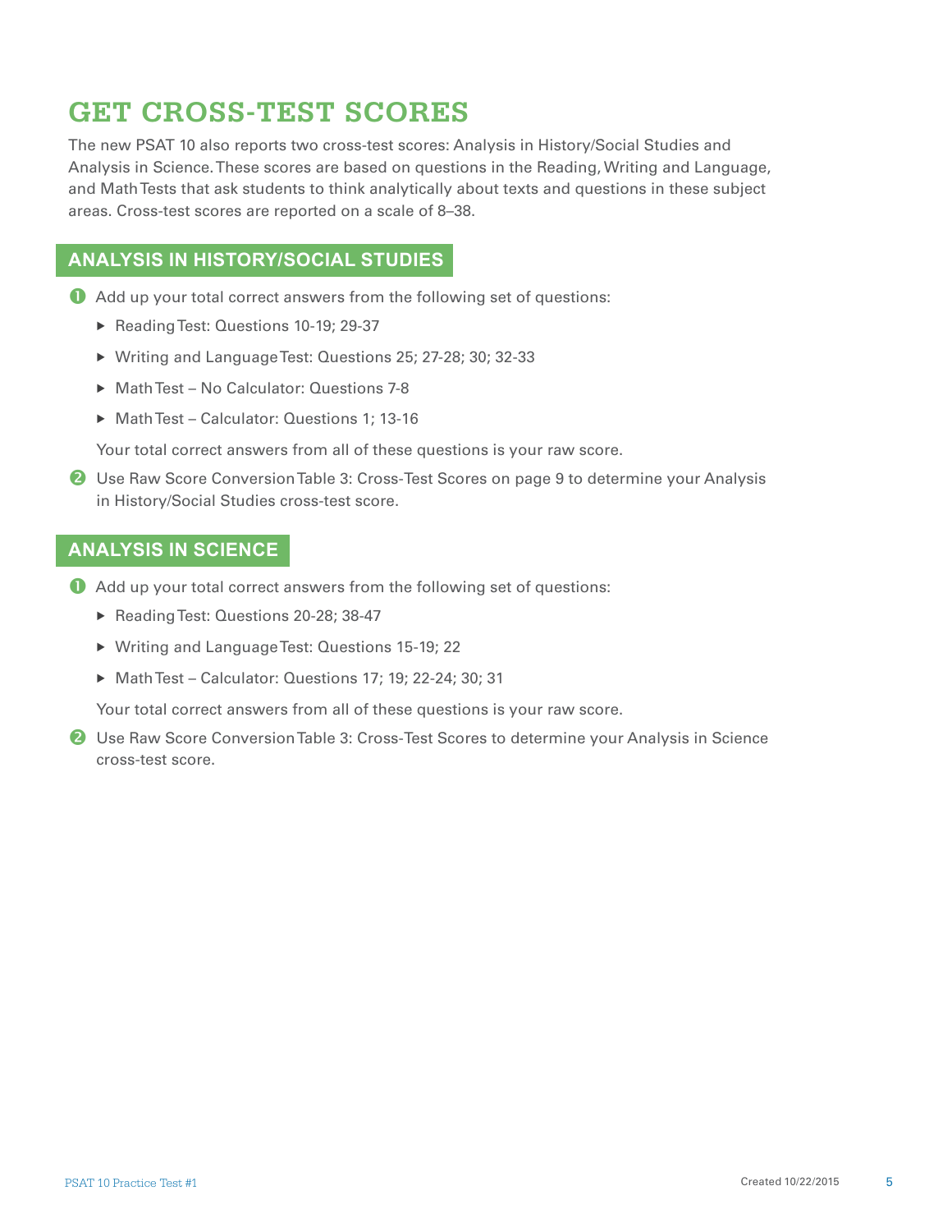# GET CROSS-TEST SCORES

The new PSAT 10 also reports two cross-test scores: Analysis in History/Social Studies and Analysis in Science. These scores are based on questions in the Reading, Writing and Language, and Math Tests that ask students to think analytically about texts and questions in these subject areas. Cross-test scores are reported on a scale of 8–38.

## ANALYSIS IN HISTORY/SOCIAL STUDIES

1. Add up your total correct answers from the following set of questions:
   - Reading Test: Questions 10-19; 29-37
   - Writing and Language Test: Questions 25; 27-28; 30; 32-33
   - Math Test – No Calculator: Questions 7-8
   - Math Test – Calculator: Questions 1; 13-16

   Your total correct answers from all of these questions is your raw score.

2. Use Raw Score Conversion Table 3: Cross-Test Scores on page 9 to determine your Analysis in History/Social Studies cross-test score.

## ANALYSIS IN SCIENCE

1. Add up your total correct answers from the following set of questions:
   - Reading Test: Questions 20-28; 38-47
   - Writing and Language Test: Questions 15-19; 22
   - Math Test – Calculator: Questions 17; 19; 22-24; 30; 31

   Your total correct answers from all of these questions is your raw score.

2. Use Raw Score Conversion Table 3: Cross-Test Scores to determine your Analysis in Science cross-test score.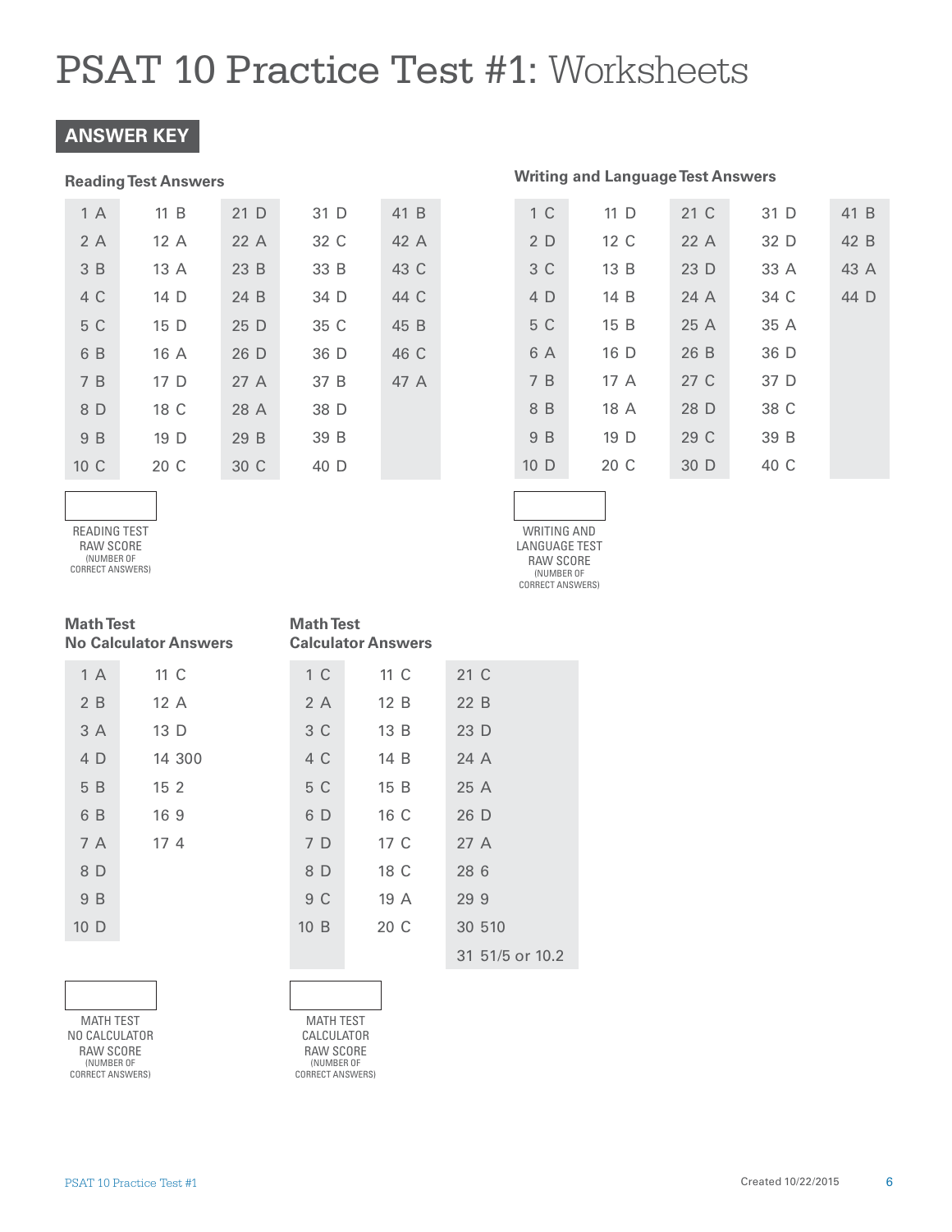# PSAT 10 Practice Test #1: Worksheets

## ANSWER KEY

### Reading Test Answers

| | | | | |
|---|---|---|---|---|
| 1 A | 11 B | 21 D | 31 D | 41 B |
| 2 A | 12 A | 22 A | 32 C | 42 A |
| 3 B | 13 A | 23 B | 33 B | 43 C |
| 4 C | 14 D | 24 B | 34 D | 44 C |
| 5 C | 15 D | 25 D | 35 C | 45 B |
| 6 B | 16 A | 26 D | 36 D | 46 C |
| 7 B | 17 D | 27 A | 37 B | 47 A |
| 8 D | 18 C | 28 A | 38 D | |
| 9 B | 19 D | 29 B | 39 B | |
| 10 C | 20 C | 30 C | 40 D | |

READING TEST RAW SCORE (NUMBER OF CORRECT ANSWERS)

### Writing and Language Test Answers

| | | | | |
|---|---|---|---|---|
| 1 C | 11 D | 21 C | 31 D | 41 B |
| 2 D | 12 C | 22 A | 32 D | 42 B |
| 3 C | 13 B | 23 D | 33 A | 43 A |
| 4 D | 14 B | 24 A | 34 C | 44 D |
| 5 C | 15 B | 25 A | 35 A | |
| 6 A | 16 D | 26 B | 36 D | |
| 7 B | 17 A | 27 C | 37 D | |
| 8 B | 18 A | 28 D | 38 C | |
| 9 B | 19 D | 29 C | 39 B | |
| 10 D | 20 C | 30 D | 40 C | |

WRITING AND LANGUAGE TEST RAW SCORE (NUMBER OF CORRECT ANSWERS)

### Math Test No Calculator Answers

| | |
|---|---|
| 1 A | 11 C |
| 2 B | 12 A |
| 3 A | 13 D |
| 4 D | 14 300 |
| 5 B | 15 2 |
| 6 B | 16 9 |
| 7 A | 17 4 |
| 8 D | |
| 9 B | |
| 10 D | |

MATH TEST NO CALCULATOR RAW SCORE (NUMBER OF CORRECT ANSWERS)

### Math Test Calculator Answers

| | | |
|---|---|---|
| 1 C | 11 C | 21 C |
| 2 A | 12 B | 22 B |
| 3 C | 13 B | 23 D |
| 4 C | 14 B | 24 A |
| 5 C | 15 B | 25 A |
| 6 D | 16 C | 26 D |
| 7 D | 17 C | 27 A |
| 8 D | 18 C | 28 6 |
| 9 C | 19 A | 29 9 |
| 10 B | 20 C | 30 510 |
| | | 31 51/5 or 10.2 |

MATH TEST CALCULATOR RAW SCORE (NUMBER OF CORRECT ANSWERS)

Created 10/22/2015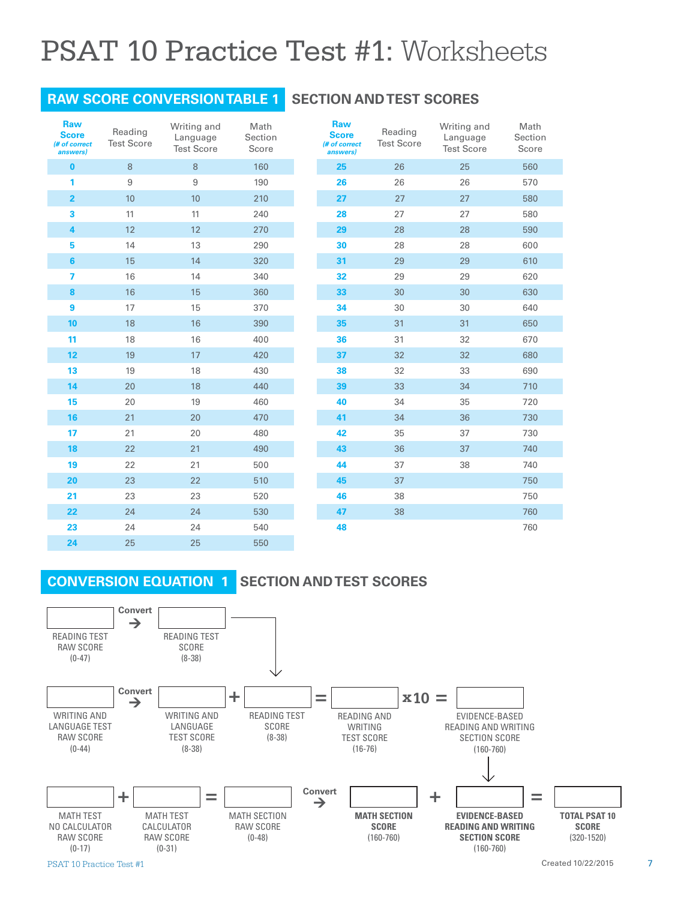# PSAT 10 Practice Test #1: Worksheets

## RAW SCORE CONVERSION TABLE 1 SECTION AND TEST SCORES

| Raw Score (# of correct answers) | Reading Test Score | Writing and Language Test Score | Math Section Score |
|---|---|---|---|
| 0 | 8 | 8 | 160 |
| 1 | 9 | 9 | 190 |
| 2 | 10 | 10 | 210 |
| 3 | 11 | 11 | 240 |
| 4 | 12 | 12 | 270 |
| 5 | 14 | 13 | 290 |
| 6 | 15 | 14 | 320 |
| 7 | 16 | 14 | 340 |
| 8 | 16 | 15 | 360 |
| 9 | 17 | 15 | 370 |
| 10 | 18 | 16 | 390 |
| 11 | 18 | 16 | 400 |
| 12 | 19 | 17 | 420 |
| 13 | 19 | 18 | 430 |
| 14 | 20 | 18 | 440 |
| 15 | 20 | 19 | 460 |
| 16 | 21 | 20 | 470 |
| 17 | 21 | 20 | 480 |
| 18 | 22 | 21 | 490 |
| 19 | 22 | 21 | 500 |
| 20 | 23 | 22 | 510 |
| 21 | 23 | 23 | 520 |
| 22 | 24 | 24 | 530 |
| 23 | 24 | 24 | 540 |
| 24 | 25 | 25 | 550 |
| 25 | 26 | 25 | 560 |
| 26 | 26 | 26 | 570 |
| 27 | 27 | 27 | 580 |
| 28 | 27 | 27 | 580 |
| 29 | 28 | 28 | 590 |
| 30 | 28 | 28 | 600 |
| 31 | 29 | 29 | 610 |
| 32 | 29 | 29 | 620 |
| 33 | 30 | 30 | 630 |
| 34 | 30 | 30 | 640 |
| 35 | 31 | 31 | 650 |
| 36 | 31 | 32 | 670 |
| 37 | 32 | 32 | 680 |
| 38 | 32 | 33 | 690 |
| 39 | 33 | 34 | 710 |
| 40 | 34 | 35 | 720 |
| 41 | 34 | 36 | 730 |
| 42 | 35 | 37 | 730 |
| 43 | 36 | 37 | 740 |
| 44 | 37 | 38 | 740 |
| 45 | 37 | | 750 |
| 46 | 38 | | 750 |
| 47 | 38 | | 760 |
| 48 | | | 760 |

## CONVERSION EQUATION 1 SECTION AND TEST SCORES

READING TEST RAW SCORE (0-47) → Convert → READING TEST SCORE (8-38)

WRITING AND LANGUAGE TEST RAW SCORE (0-44) → Convert → WRITING AND LANGUAGE TEST SCORE (8-38) + READING TEST SCORE (8-38) = READING AND WRITING TEST SCORE (16-76) x10 = EVIDENCE-BASED READING AND WRITING SECTION SCORE (160-760)

MATH TEST NO CALCULATOR RAW SCORE (0-17) + MATH TEST CALCULATOR RAW SCORE (0-31) = MATH SECTION RAW SCORE (0-48) → Convert → **MATH SECTION SCORE** (160-760) + **EVIDENCE-BASED READING AND WRITING SECTION SCORE** (160-760) = **TOTAL PSAT 10 SCORE** (320-1520)

PSAT 10 Practice Test #1

Created 10/22/2015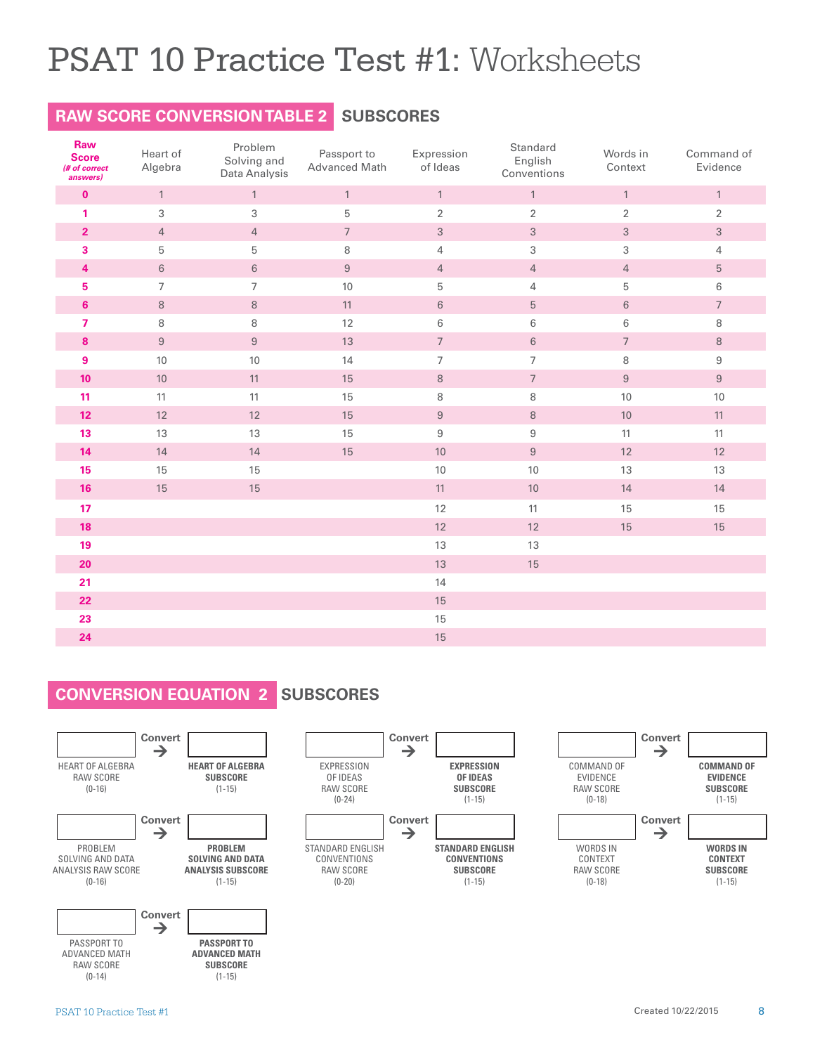# PSAT 10 Practice Test #1: Worksheets

## RAW SCORE CONVERSION TABLE 2 SUBSCORES

| Raw Score (# of correct answers) | Heart of Algebra | Problem Solving and Data Analysis | Passport to Advanced Math | Expression of Ideas | Standard English Conventions | Words in Context | Command of Evidence |
|---|---|---|---|---|---|---|---|
| 0 | 1 | 1 | 1 | 1 | 1 | 1 | 1 |
| 1 | 3 | 3 | 5 | 2 | 2 | 2 | 2 |
| 2 | 4 | 4 | 7 | 3 | 3 | 3 | 3 |
| 3 | 5 | 5 | 8 | 4 | 3 | 3 | 4 |
| 4 | 6 | 6 | 9 | 4 | 4 | 4 | 5 |
| 5 | 7 | 7 | 10 | 5 | 4 | 5 | 6 |
| 6 | 8 | 8 | 11 | 6 | 5 | 6 | 7 |
| 7 | 8 | 8 | 12 | 6 | 6 | 6 | 8 |
| 8 | 9 | 9 | 13 | 7 | 6 | 7 | 8 |
| 9 | 10 | 10 | 14 | 7 | 7 | 8 | 9 |
| 10 | 10 | 11 | 15 | 8 | 7 | 9 | 9 |
| 11 | 11 | 11 | 15 | 8 | 8 | 10 | 10 |
| 12 | 12 | 12 | 15 | 9 | 8 | 10 | 11 |
| 13 | 13 | 13 | 15 | 9 | 9 | 11 | 11 |
| 14 | 14 | 14 | 15 | 10 | 9 | 12 | 12 |
| 15 | 15 | 15 | | 10 | 10 | 13 | 13 |
| 16 | 15 | 15 | | 11 | 10 | 14 | 14 |
| 17 | | | | 12 | 11 | 15 | 15 |
| 18 | | | | 12 | 12 | 15 | 15 |
| 19 | | | | 13 | 13 | | |
| 20 | | | | 13 | 15 | | |
| 21 | | | | 14 | | | |
| 22 | | | | 15 | | | |
| 23 | | | | 15 | | | |
| 24 | | | | 15 | | | |

## CONVERSION EQUATION 2 SUBSCORES

HEART OF ALGEBRA RAW SCORE (0-16) → Convert → **HEART OF ALGEBRA SUBSCORE** (1-15)

PROBLEM SOLVING AND DATA ANALYSIS RAW SCORE (0-16) → Convert → **PROBLEM SOLVING AND DATA ANALYSIS SUBSCORE** (1-15)

PASSPORT TO ADVANCED MATH RAW SCORE (0-14) → Convert → **PASSPORT TO ADVANCED MATH SUBSCORE** (1-15)

EXPRESSION OF IDEAS RAW SCORE (0-24) → Convert → **EXPRESSION OF IDEAS SUBSCORE** (1-15)

STANDARD ENGLISH CONVENTIONS RAW SCORE (0-20) → Convert → **STANDARD ENGLISH CONVENTIONS SUBSCORE** (1-15)

COMMAND OF EVIDENCE RAW SCORE (0-18) → Convert → **COMMAND OF EVIDENCE SUBSCORE** (1-15)

WORDS IN CONTEXT RAW SCORE (0-18) → Convert → **WORDS IN CONTEXT SUBSCORE** (1-15)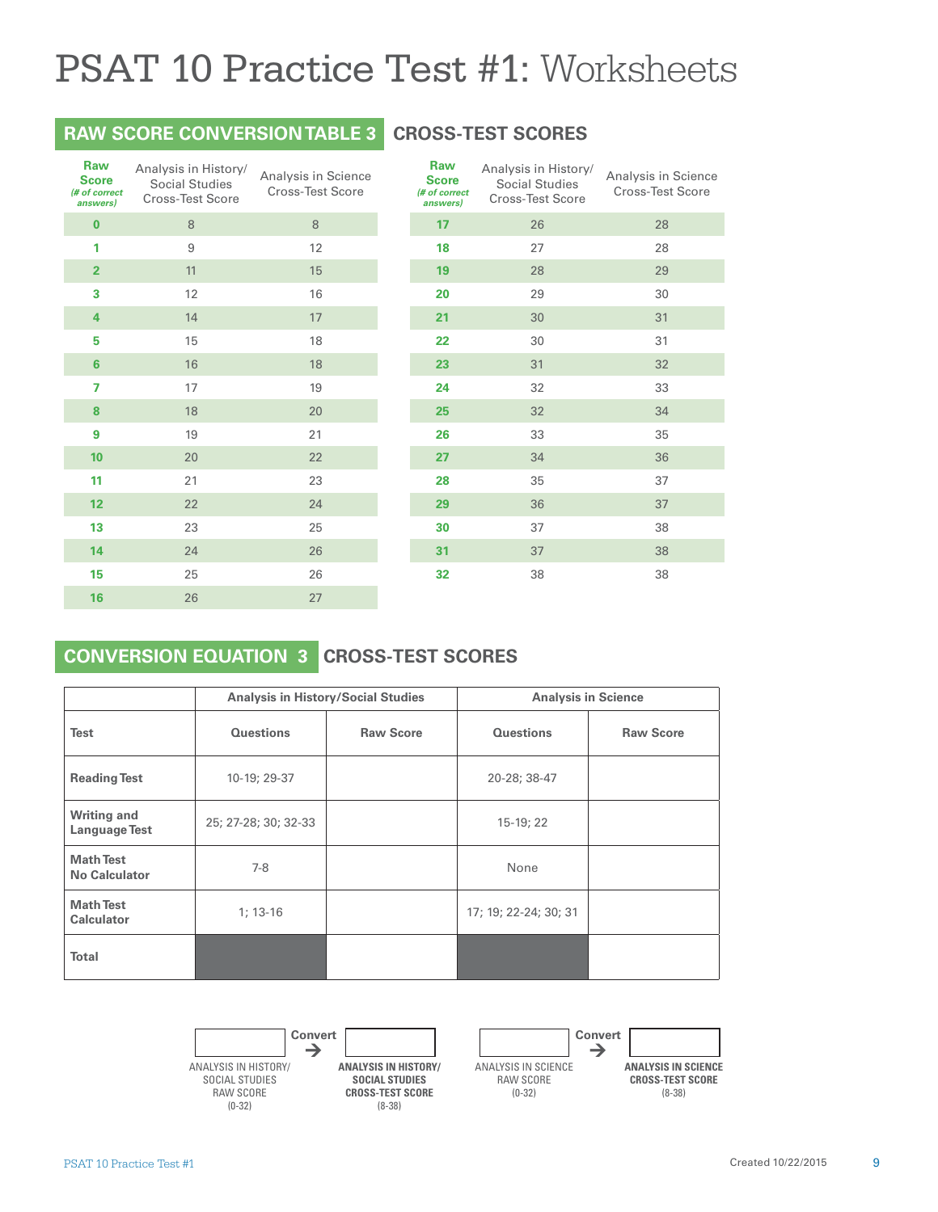# PSAT 10 Practice Test #1: Worksheets

## RAW SCORE CONVERSION TABLE 3 CROSS-TEST SCORES

| Raw Score (# of correct answers) | Analysis in History/ Social Studies Cross-Test Score | Analysis in Science Cross-Test Score |
|---|---|---|
| 0 | 8 | 8 |
| 1 | 9 | 12 |
| 2 | 11 | 15 |
| 3 | 12 | 16 |
| 4 | 14 | 17 |
| 5 | 15 | 18 |
| 6 | 16 | 18 |
| 7 | 17 | 19 |
| 8 | 18 | 20 |
| 9 | 19 | 21 |
| 10 | 20 | 22 |
| 11 | 21 | 23 |
| 12 | 22 | 24 |
| 13 | 23 | 25 |
| 14 | 24 | 26 |
| 15 | 25 | 26 |
| 16 | 26 | 27 |
| 17 | 26 | 28 |
| 18 | 27 | 28 |
| 19 | 28 | 29 |
| 20 | 29 | 30 |
| 21 | 30 | 31 |
| 22 | 30 | 31 |
| 23 | 31 | 32 |
| 24 | 32 | 33 |
| 25 | 32 | 34 |
| 26 | 33 | 35 |
| 27 | 34 | 36 |
| 28 | 35 | 37 |
| 29 | 36 | 37 |
| 30 | 37 | 38 |
| 31 | 37 | 38 |
| 32 | 38 | 38 |

## CONVERSION EQUATION 3 CROSS-TEST SCORES

| | Analysis in History/Social Studies | | Analysis in Science | |
|---|---|---|---|---|
| **Test** | **Questions** | **Raw Score** | **Questions** | **Raw Score** |
| **Reading Test** | 10-19; 29-37 | | 20-28; 38-47 | |
| **Writing and Language Test** | 25; 27-28; 30; 32-33 | | 15-19; 22 | |
| **Math Test No Calculator** | 7-8 | | None | |
| **Math Test Calculator** | 1; 13-16 | | 17; 19; 22-24; 30; 31 | |
| **Total** | | | | |

ANALYSIS IN HISTORY/ SOCIAL STUDIES RAW SCORE (0-32) **Convert** → **ANALYSIS IN HISTORY/ SOCIAL STUDIES CROSS-TEST SCORE** (8-38)

ANALYSIS IN SCIENCE RAW SCORE (0-32) **Convert** → **ANALYSIS IN SCIENCE CROSS-TEST SCORE** (8-38)